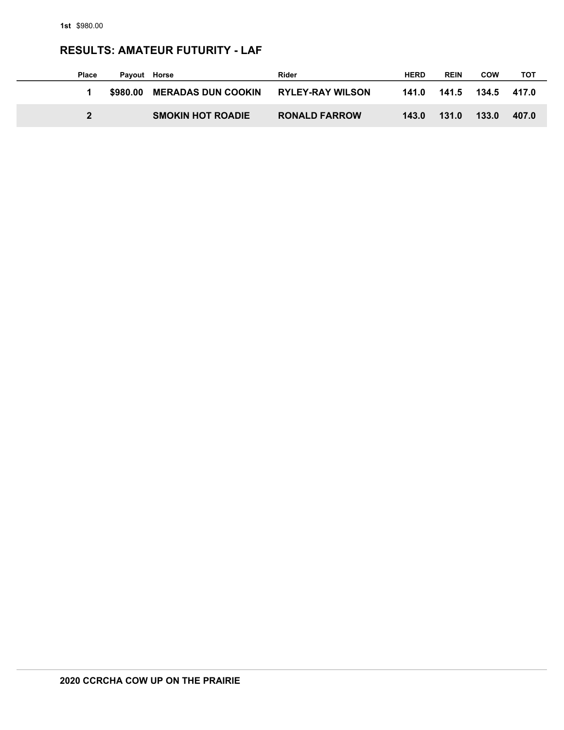**1st** $980.00

## RESULTS: AMATEUR FUTURITY - LAF

| Place | Payout | Horse | Rider | HERD | REIN | COW | TOT |
|---|---|---|---|---|---|---|---|
| 1 | $980.00 | MERADAS DUN COOKIN | RYLEY-RAY WILSON | 141.0 | 141.5 | 134.5 | 417.0 |
| 2 | | SMOKIN HOT ROADIE | RONALD FARROW | 143.0 | 131.0 | 133.0 | 407.0 |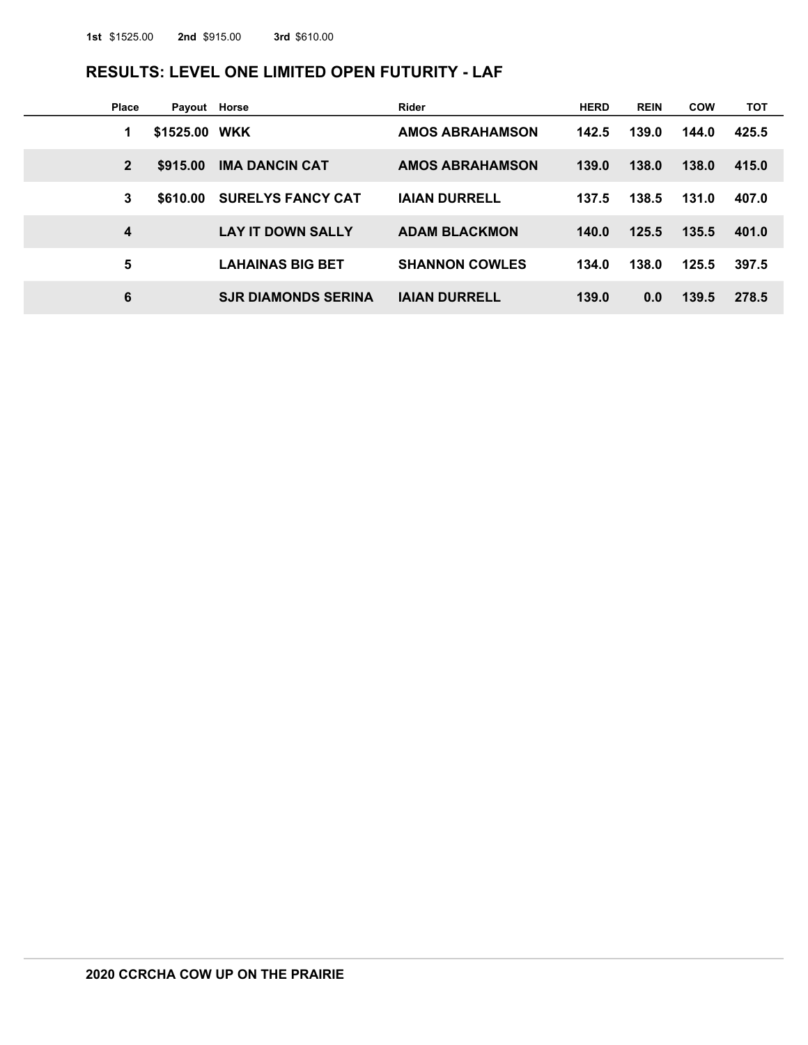**1st** $1525.00 **2nd** $915.00 **3rd** $610.00

## RESULTS: LEVEL ONE LIMITED OPEN FUTURITY - LAF

| Place | Payout | Horse | Rider | HERD | REIN | COW | TOT |
|---|---|---|---|---|---|---|---|
| 1 | $1525.00 | WKK | AMOS ABRAHAMSON | 142.5 | 139.0 | 144.0 | 425.5 |
| 2 | $915.00 | IMA DANCIN CAT | AMOS ABRAHAMSON | 139.0 | 138.0 | 138.0 | 415.0 |
| 3 | $610.00 | SURELYS FANCY CAT | IAIAN DURRELL | 137.5 | 138.5 | 131.0 | 407.0 |
| 4 | | LAY IT DOWN SALLY | ADAM BLACKMON | 140.0 | 125.5 | 135.5 | 401.0 |
| 5 | | LAHAINAS BIG BET | SHANNON COWLES | 134.0 | 138.0 | 125.5 | 397.5 |
| 6 | | SJR DIAMONDS SERINA | IAIAN DURRELL | 139.0 | 0.0 | 139.5 | 278.5 |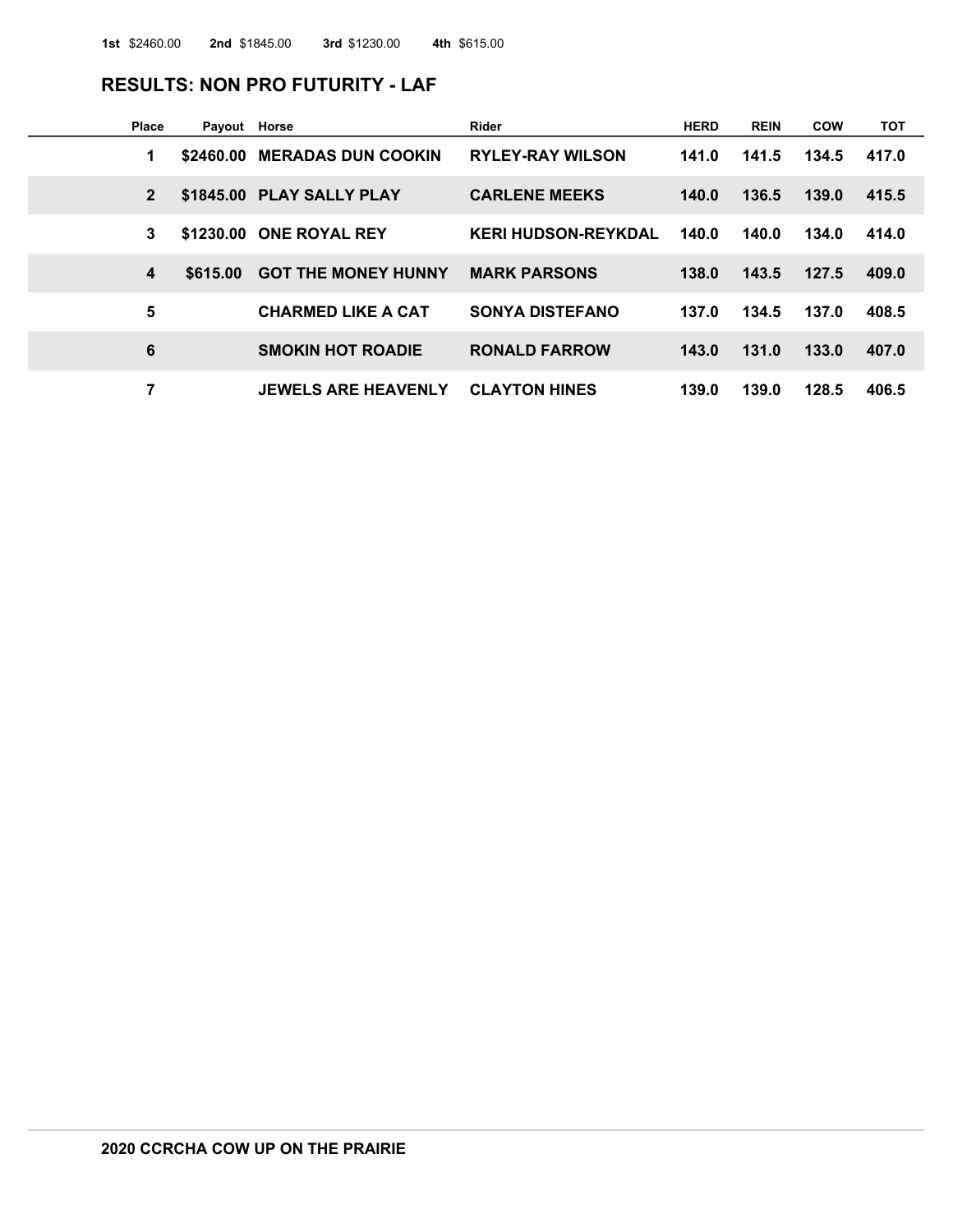**1st** $2460.00 **2nd** $1845.00 **3rd** $1230.00 **4th** $615.00

## RESULTS: NON PRO FUTURITY - LAF

| Place | Payout | Horse | Rider | HERD | REIN | COW | TOT |
|---|---|---|---|---|---|---|---|
| 1 | $2460.00 | MERADAS DUN COOKIN | RYLEY-RAY WILSON | 141.0 | 141.5 | 134.5 | 417.0 |
| 2 | $1845.00 | PLAY SALLY PLAY | CARLENE MEEKS | 140.0 | 136.5 | 139.0 | 415.5 |
| 3 | $1230.00 | ONE ROYAL REY | KERI HUDSON-REYKDAL | 140.0 | 140.0 | 134.0 | 414.0 |
| 4 | $615.00 | GOT THE MONEY HUNNY | MARK PARSONS | 138.0 | 143.5 | 127.5 | 409.0 |
| 5 | | CHARMED LIKE A CAT | SONYA DISTEFANO | 137.0 | 134.5 | 137.0 | 408.5 |
| 6 | | SMOKIN HOT ROADIE | RONALD FARROW | 143.0 | 131.0 | 133.0 | 407.0 |
| 7 | | JEWELS ARE HEAVENLY | CLAYTON HINES | 139.0 | 139.0 | 128.5 | 406.5 |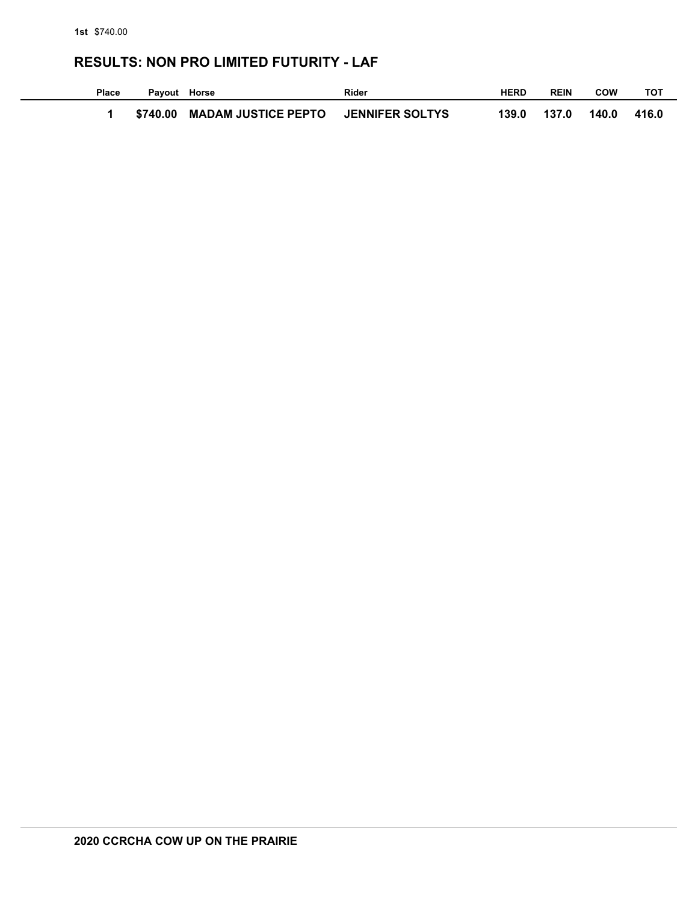**1st** $740.00

## RESULTS: NON PRO LIMITED FUTURITY - LAF

| Place | Payout | Horse | Rider | HERD | REIN | COW | TOT |
|---|---|---|---|---|---|---|---|
| 1 | $740.00 | MADAM JUSTICE PEPTO | JENNIFER SOLTYS | 139.0 | 137.0 | 140.0 | 416.0 |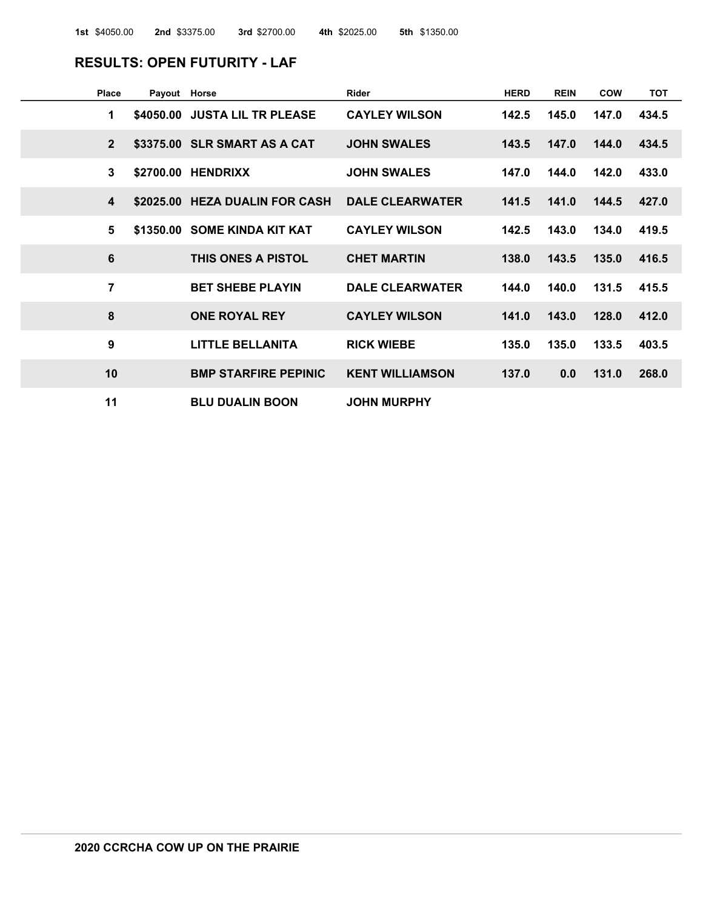**1st** $4050.00 **2nd** $3375.00 **3rd** $2700.00 **4th** $2025.00 **5th** $1350.00

## RESULTS: OPEN FUTURITY - LAF

| Place | Payout | Horse | Rider | HERD | REIN | COW | TOT |
|---|---|---|---|---|---|---|---|
| 1 | $4050.00 | JUSTA LIL TR PLEASE | CAYLEY WILSON | 142.5 | 145.0 | 147.0 | 434.5 |
| 2 | $3375.00 | SLR SMART AS A CAT | JOHN SWALES | 143.5 | 147.0 | 144.0 | 434.5 |
| 3 | $2700.00 | HENDRIXX | JOHN SWALES | 147.0 | 144.0 | 142.0 | 433.0 |
| 4 | $2025.00 | HEZA DUALIN FOR CASH | DALE CLEARWATER | 141.5 | 141.0 | 144.5 | 427.0 |
| 5 | $1350.00 | SOME KINDA KIT KAT | CAYLEY WILSON | 142.5 | 143.0 | 134.0 | 419.5 |
| 6 | | THIS ONES A PISTOL | CHET MARTIN | 138.0 | 143.5 | 135.0 | 416.5 |
| 7 | | BET SHEBE PLAYIN | DALE CLEARWATER | 144.0 | 140.0 | 131.5 | 415.5 |
| 8 | | ONE ROYAL REY | CAYLEY WILSON | 141.0 | 143.0 | 128.0 | 412.0 |
| 9 | | LITTLE BELLANITA | RICK WIEBE | 135.0 | 135.0 | 133.5 | 403.5 |
| 10 | | BMP STARFIRE PEPINIC | KENT WILLIAMSON | 137.0 | 0.0 | 131.0 | 268.0 |
| 11 | | BLU DUALIN BOON | JOHN MURPHY | | | | |